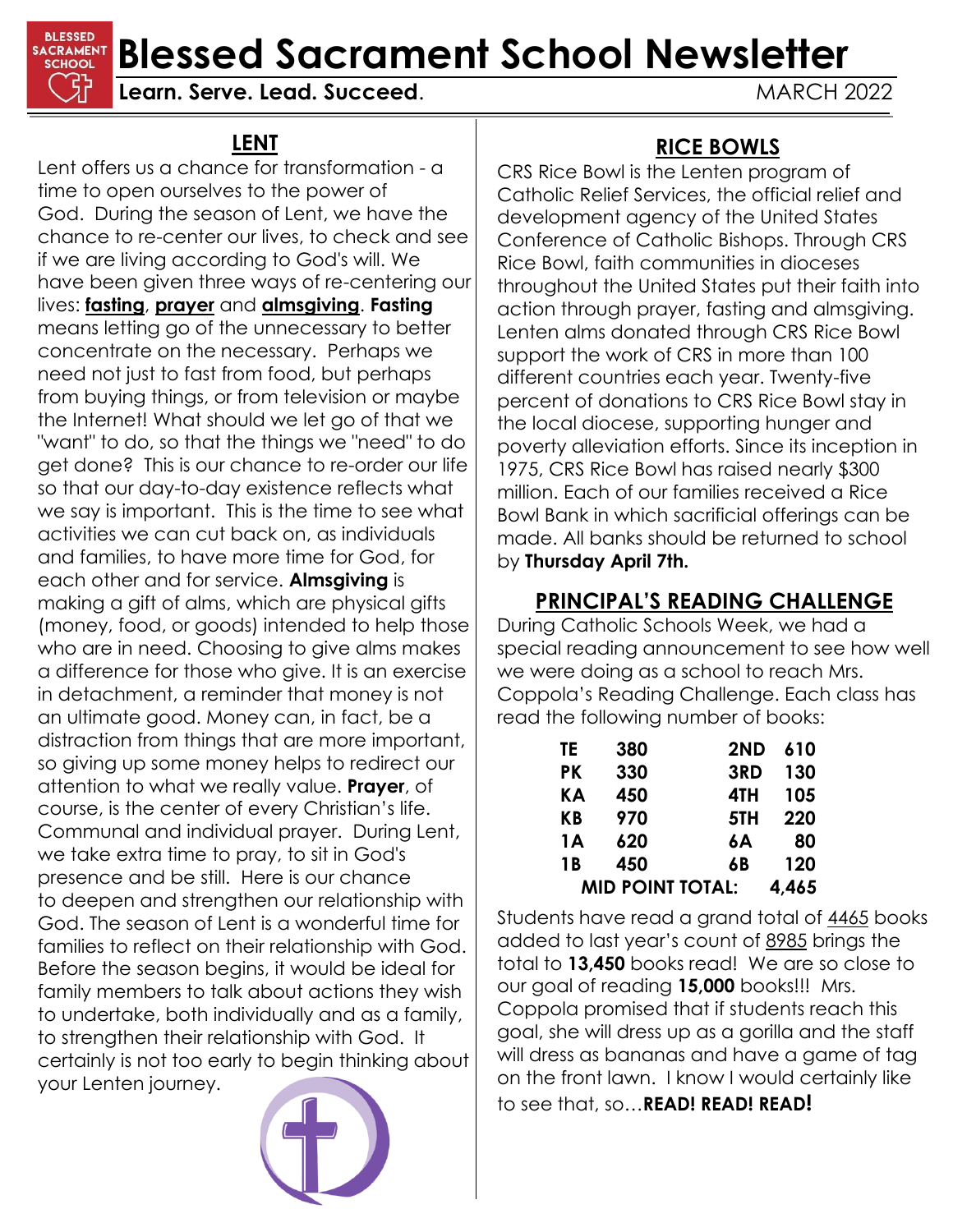# Blessed Sacrament School Newsletter

**Learn. Serve. Lead. Succeed.** MARCH 2022

## LENT

Lent offers us a chance for transformation - a time to open ourselves to the power of God. During the season of Lent, we have the chance to re-center our lives, to check and see if we are living according to God's will. We have been given three ways of re-centering our lives: **fasting**, **prayer** and **almsgiving**. **Fasting** means letting go of the unnecessary to better concentrate on the necessary. Perhaps we need not just to fast from food, but perhaps from buying things, or from television or maybe the Internet! What should we let go of that we "want" to do, so that the things we "need" to do get done? This is our chance to re-order our life so that our day-to-day existence reflects what we say is important. This is the time to see what activities we can cut back on, as individuals and families, to have more time for God, for each other and for service. **Almsgiving** is making a gift of alms, which are physical gifts (money, food, or goods) intended to help those who are in need. Choosing to give alms makes a difference for those who give. It is an exercise in detachment, a reminder that money is not an ultimate good. Money can, in fact, be a distraction from things that are more important, so giving up some money helps to redirect our attention to what we really value. **Prayer**, of course, is the center of every Christian's life. Communal and individual prayer. During Lent, we take extra time to pray, to sit in God's presence and be still. Here is our chance to deepen and strengthen our relationship with God. The season of Lent is a wonderful time for families to reflect on their relationship with God. Before the season begins, it would be ideal for family members to talk about actions they wish to undertake, both individually and as a family, to strengthen their relationship with God. It certainly is not too early to begin thinking about your Lenten journey.

## RICE BOWLS

CRS Rice Bowl is the Lenten program of Catholic Relief Services, the official relief and development agency of the United States Conference of Catholic Bishops. Through CRS Rice Bowl, faith communities in dioceses throughout the United States put their faith into action through prayer, fasting and almsgiving. Lenten alms donated through CRS Rice Bowl support the work of CRS in more than 100 different countries each year. Twenty-five percent of donations to CRS Rice Bowl stay in the local diocese, supporting hunger and poverty alleviation efforts. Since its inception in 1975, CRS Rice Bowl has raised nearly $300 million. Each of our families received a Rice Bowl Bank in which sacrificial offerings can be made. All banks should be returned to school by **Thursday April 7th.**

## PRINCIPAL'S READING CHALLENGE

During Catholic Schools Week, we had a special reading announcement to see how well we were doing as a school to reach Mrs. Coppola's Reading Challenge. Each class has read the following number of books:

| Class | Books | Class | Books |
|---|---|---|---|
| TE | 380 | 2ND | 610 |
| PK | 330 | 3RD | 130 |
| KA | 450 | 4TH | 105 |
| KB | 970 | 5TH | 220 |
| 1A | 620 | 6A | 80 |
| 1B | 450 | 6B | 120 |
| **MID POINT TOTAL:** | | | **4,465** |

Students have read a grand total of 4465 books added to last year's count of 8985 brings the total to **13,450** books read! We are so close to our goal of reading **15,000** books!!! Mrs. Coppola promised that if students reach this goal, she will dress up as a gorilla and the staff will dress as bananas and have a game of tag on the front lawn. I know I would certainly like to see that, so...**READ! READ! READ!**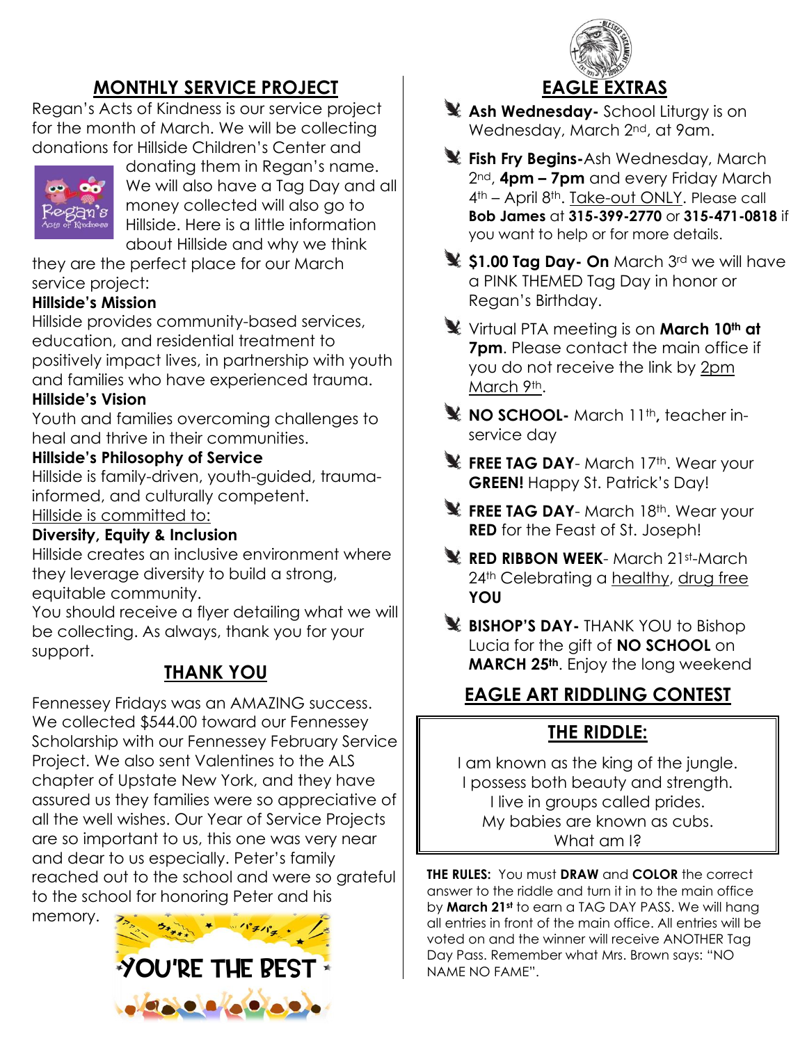## MONTHLY SERVICE PROJECT

Regan's Acts of Kindness is our service project for the month of March. We will be collecting donations for Hillside Children's Center and donating them in Regan's name. We will also have a Tag Day and all money collected will also go to Hillside. Here is a little information about Hillside and why we think they are the perfect place for our March service project:

**Hillside's Mission**

Hillside provides community-based services, education, and residential treatment to positively impact lives, in partnership with youth and families who have experienced trauma.

**Hillside's Vision**

Youth and families overcoming challenges to heal and thrive in their communities.

**Hillside's Philosophy of Service**

Hillside is family-driven, youth-guided, trauma-informed, and culturally competent.

Hillside is committed to:

**Diversity, Equity & Inclusion**

Hillside creates an inclusive environment where they leverage diversity to build a strong, equitable community.

You should receive a flyer detailing what we will be collecting. As always, thank you for your support.

## THANK YOU

Fennessey Fridays was an AMAZING success. We collected $544.00 toward our Fennessey Scholarship with our Fennessey February Service Project. We also sent Valentines to the ALS chapter of Upstate New York, and they have assured us they families were so appreciative of all the well wishes. Our Year of Service Projects are so important to us, this one was very near and dear to us especially. Peter's family reached out to the school and were so grateful to the school for honoring Peter and his memory.

## EAGLE EXTRAS

- **Ash Wednesday-** School Liturgy is on Wednesday, March 2nd, at 9am.
- **Fish Fry Begins-**Ash Wednesday, March 2nd, **4pm – 7pm** and every Friday March 4th – April 8th. Take-out ONLY. Please call **Bob James** at **315-399-2770** or **315-471-0818** if you want to help or for more details.
- **$1.00 Tag Day- On** March 3rd we will have a PINK THEMED Tag Day in honor or Regan's Birthday.
- Virtual PTA meeting is on **March 10th at 7pm**. Please contact the main office if you do not receive the link by 2pm March 9th.
- **NO SCHOOL-** March 11th**,** teacher in-service day
- **FREE TAG DAY**- March 17th. Wear your **GREEN!** Happy St. Patrick's Day!
- **FREE TAG DAY**- March 18th. Wear your **RED** for the Feast of St. Joseph!
- **RED RIBBON WEEK**- March 21st-March 24th Celebrating a healthy, drug free **YOU**
- **BISHOP'S DAY-** THANK YOU to Bishop Lucia for the gift of **NO SCHOOL** on **MARCH 25th**. Enjoy the long weekend

## EAGLE ART RIDDLING CONTEST

### THE RIDDLE:

I am known as the king of the jungle.
I possess both beauty and strength.
I live in groups called prides.
My babies are known as cubs.
What am I?

**THE RULES:** You must **DRAW** and **COLOR** the correct answer to the riddle and turn it in to the main office by **March 21st** to earn a TAG DAY PASS. We will hang all entries in front of the main office. All entries will be voted on and the winner will receive ANOTHER Tag Day Pass. Remember what Mrs. Brown says: "NO NAME NO FAME".